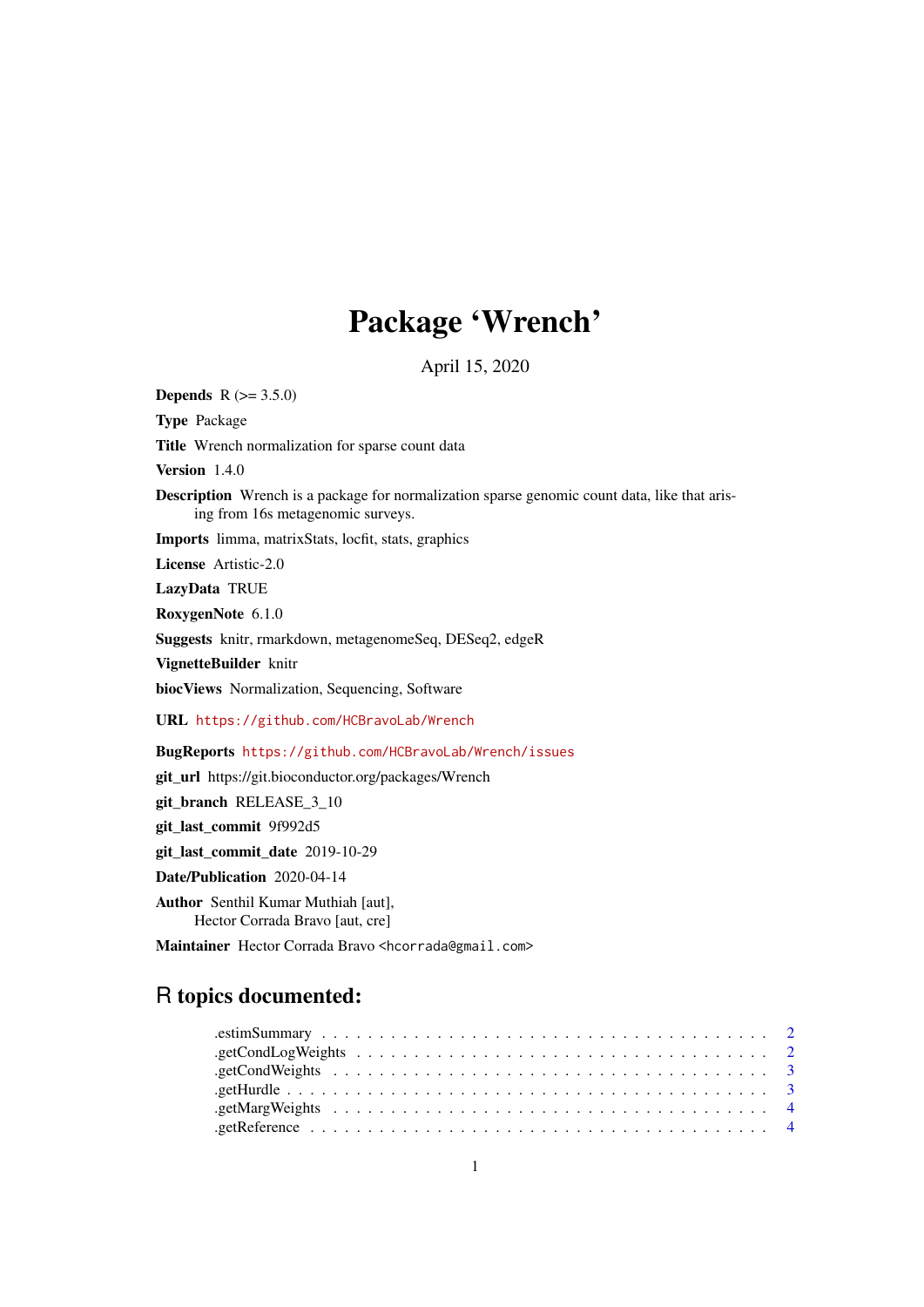# Package 'Wrench'

April 15, 2020

**Depends** R (>= 3.5.0)

**Type** Package

**Title** Wrench normalization for sparse count data

**Version** 1.4.0

**Description** Wrench is a package for normalization sparse genomic count data, like that arising from 16s metagenomic surveys.

**Imports** limma, matrixStats, locfit, stats, graphics

**License** Artistic-2.0

**LazyData** TRUE

**RoxygenNote** 6.1.0

**Suggests** knitr, rmarkdown, metagenomeSeq, DESeq2, edgeR

**VignetteBuilder** knitr

**biocViews** Normalization, Sequencing, Software

**URL** https://github.com/HCBravoLab/Wrench

**BugReports** https://github.com/HCBravoLab/Wrench/issues

**git_url** https://git.bioconductor.org/packages/Wrench

**git_branch** RELEASE_3_10

**git_last_commit** 9f992d5

**git_last_commit_date** 2019-10-29

**Date/Publication** 2020-04-14

**Author** Senthil Kumar Muthiah [aut],
Hector Corrada Bravo [aut, cre]

**Maintainer** Hector Corrada Bravo <hcorrada@gmail.com>

## R topics documented:

.estimSummary . . . . . . . . . . . . . . . . . . . . . . . . . . . . . . . . . . . . . . . 2
.getCondLogWeights . . . . . . . . . . . . . . . . . . . . . . . . . . . . . . . . . . . . 2
.getCondWeights . . . . . . . . . . . . . . . . . . . . . . . . . . . . . . . . . . . . . . 3
.getHurdle . . . . . . . . . . . . . . . . . . . . . . . . . . . . . . . . . . . . . . . . . 3
.getMargWeights . . . . . . . . . . . . . . . . . . . . . . . . . . . . . . . . . . . . . . 4
.getReference . . . . . . . . . . . . . . . . . . . . . . . . . . . . . . . . . . . . . . . 4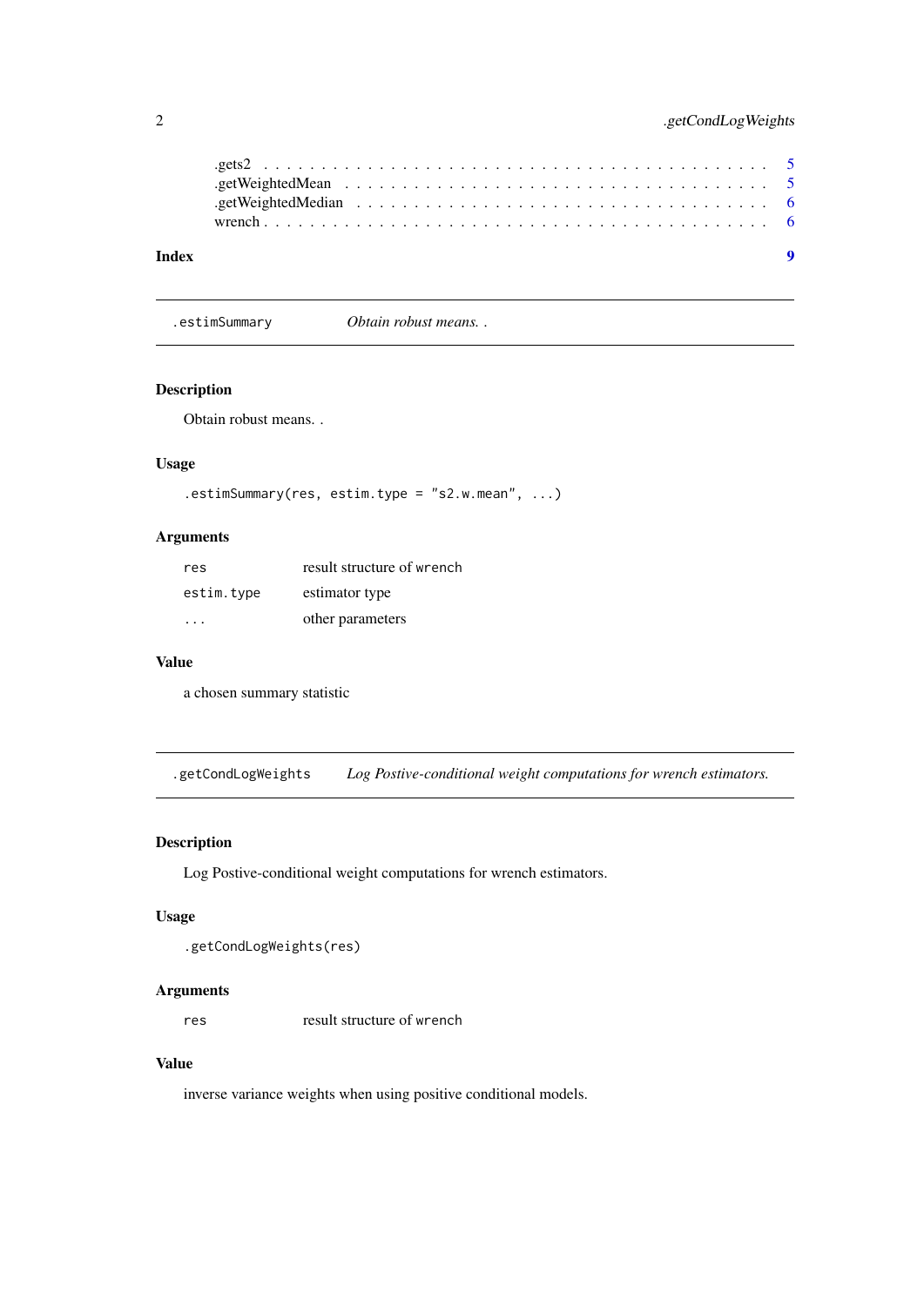.gets2 . . . . . . . . . . . . . . . . . . . . . . . . . . . . . . . . . . . . . . . . . 5
.getWeightedMean . . . . . . . . . . . . . . . . . . . . . . . . . . . . . . . . . . . . 5
.getWeightedMedian . . . . . . . . . . . . . . . . . . . . . . . . . . . . . . . . . . . 6
wrench . . . . . . . . . . . . . . . . . . . . . . . . . . . . . . . . . . . . . . . . . 6

**Index** **9**

---

## .estimSummary *Obtain robust means. .*

### Description

Obtain robust means. .

### Usage

```
.estimSummary(res, estim.type = "s2.w.mean", ...)
```

### Arguments

| | |
|---|---|
| `res` | result structure of `wrench` |
| `estim.type` | estimator type |
| `...` | other parameters |

### Value

a chosen summary statistic

---

## .getCondLogWeights *Log Postive-conditional weight computations for wrench estimators.*

### Description

Log Postive-conditional weight computations for wrench estimators.

### Usage

```
.getCondLogWeights(res)
```

### Arguments

| | |
|---|---|
| `res` | result structure of `wrench` |

### Value

inverse variance weights when using positive conditional models.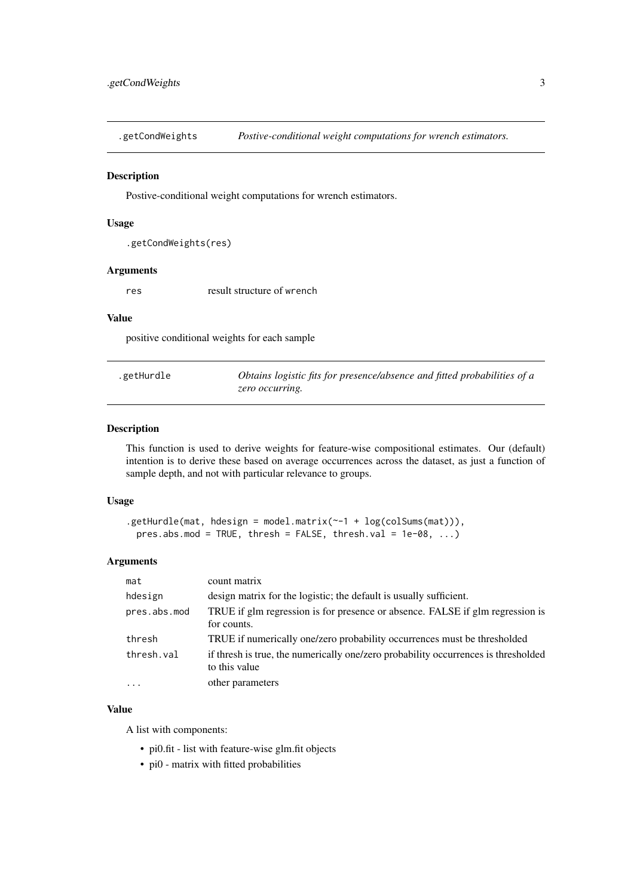## .getCondWeights — *Postive-conditional weight computations for wrench estimators.*

### Description

Postive-conditional weight computations for wrench estimators.

### Usage

```
.getCondWeights(res)
```

### Arguments

| | |
|---|---|
| res | result structure of wrench |

### Value

positive conditional weights for each sample

## .getHurdle — *Obtains logistic fits for presence/absence and fitted probabilities of a zero occurring.*

### Description

This function is used to derive weights for feature-wise compositional estimates. Our (default) intention is to derive these based on average occurrences across the dataset, as just a function of sample depth, and not with particular relevance to groups.

### Usage

```
.getHurdle(mat, hdesign = model.matrix(~-1 + log(colSums(mat))),
  pres.abs.mod = TRUE, thresh = FALSE, thresh.val = 1e-08, ...)
```

### Arguments

| | |
|---|---|
| mat | count matrix |
| hdesign | design matrix for the logistic; the default is usually sufficient. |
| pres.abs.mod | TRUE if glm regression is for presence or absence. FALSE if glm regression is for counts. |
| thresh | TRUE if numerically one/zero probability occurrences must be thresholded |
| thresh.val | if thresh is true, the numerically one/zero probability occurrences is thresholded to this value |
| ... | other parameters |

### Value

A list with components:

- pi0.fit - list with feature-wise glm.fit objects
- pi0 - matrix with fitted probabilities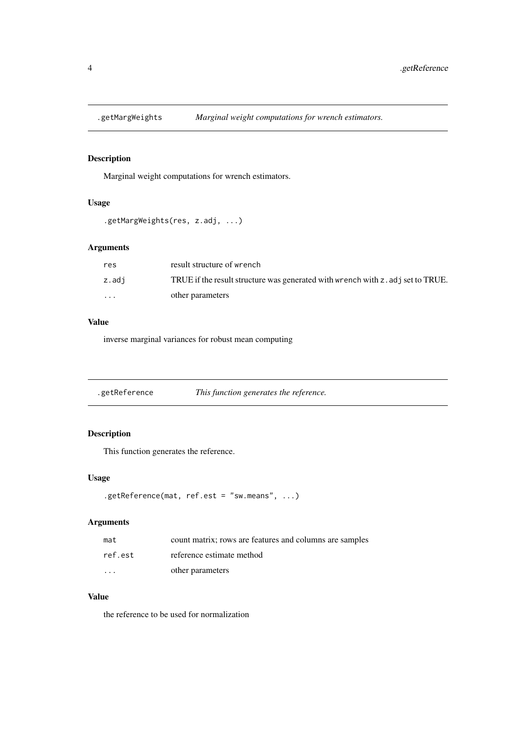## .getMargWeights — *Marginal weight computations for wrench estimators.*

### Description

Marginal weight computations for wrench estimators.

### Usage

```
.getMargWeights(res, z.adj, ...)
```

### Arguments

| | |
|---|---|
| res | result structure of `wrench` |
| z.adj | TRUE if the result structure was generated with `wrench` with `z.adj` set to TRUE. |
| ... | other parameters |

### Value

inverse marginal variances for robust mean computing

## .getReference — *This function generates the reference.*

### Description

This function generates the reference.

### Usage

```
.getReference(mat, ref.est = "sw.means", ...)
```

### Arguments

| | |
|---|---|
| mat | count matrix; rows are features and columns are samples |
| ref.est | reference estimate method |
| ... | other parameters |

### Value

the reference to be used for normalization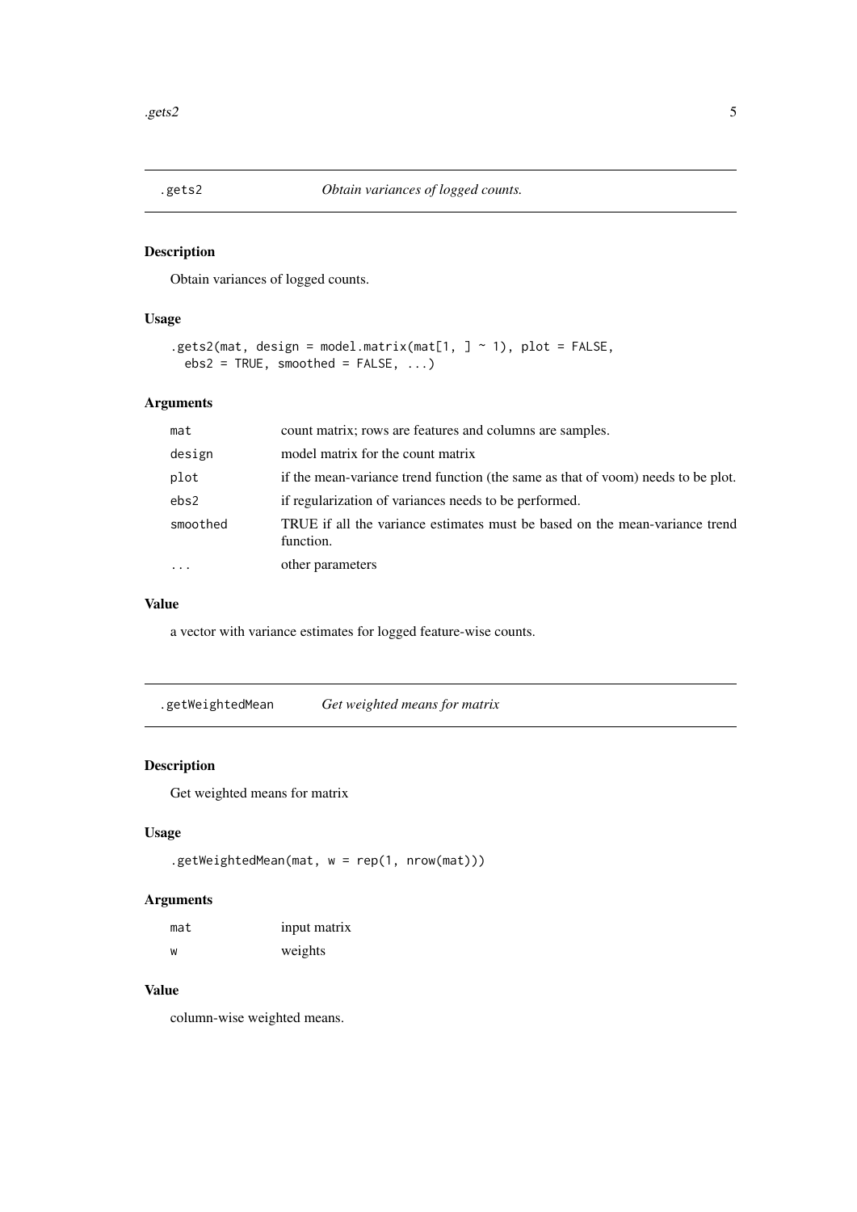## .gets2 — *Obtain variances of logged counts.*

### Description

Obtain variances of logged counts.

### Usage

```
.gets2(mat, design = model.matrix(mat[1, ] ~ 1), plot = FALSE,
  ebs2 = TRUE, smoothed = FALSE, ...)
```

### Arguments

| | |
|---|---|
| `mat` | count matrix; rows are features and columns are samples. |
| `design` | model matrix for the count matrix |
| `plot` | if the mean-variance trend function (the same as that of voom) needs to be plot. |
| `ebs2` | if regularization of variances needs to be performed. |
| `smoothed` | TRUE if all the variance estimates must be based on the mean-variance trend function. |
| `...` | other parameters |

### Value

a vector with variance estimates for logged feature-wise counts.

## .getWeightedMean — *Get weighted means for matrix*

### Description

Get weighted means for matrix

### Usage

```
.getWeightedMean(mat, w = rep(1, nrow(mat)))
```

### Arguments

| | |
|---|---|
| `mat` | input matrix |
| `w` | weights |

### Value

column-wise weighted means.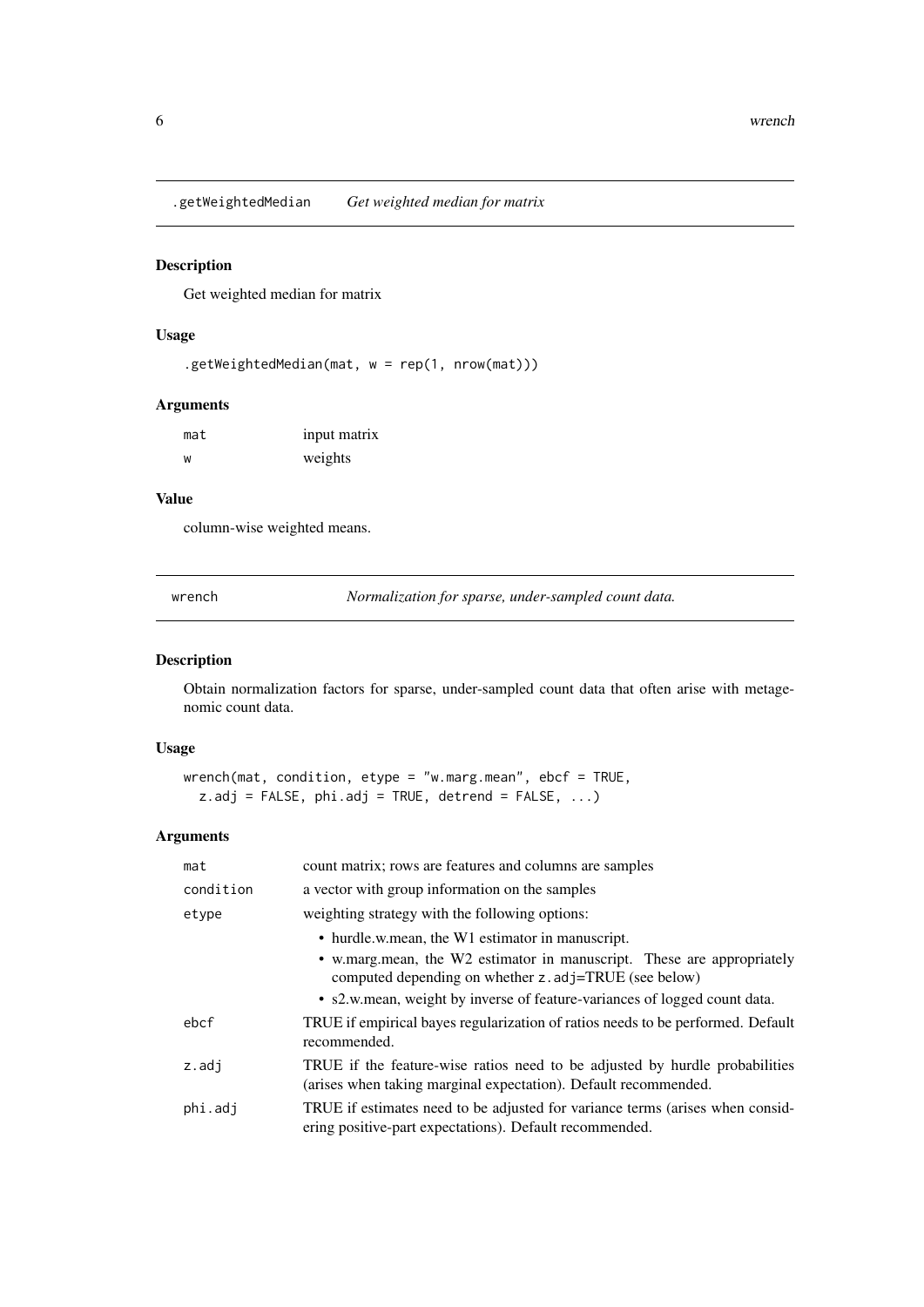## .getWeightedMedian — *Get weighted median for matrix*

### Description

Get weighted median for matrix

### Usage

```
.getWeightedMedian(mat, w = rep(1, nrow(mat)))
```

### Arguments

| | |
|---|---|
| `mat` | input matrix |
| `w` | weights |

### Value

column-wise weighted means.

## wrench — *Normalization for sparse, under-sampled count data.*

### Description

Obtain normalization factors for sparse, under-sampled count data that often arise with metagenomic count data.

### Usage

```
wrench(mat, condition, etype = "w.marg.mean", ebcf = TRUE,
  z.adj = FALSE, phi.adj = TRUE, detrend = FALSE, ...)
```

### Arguments

| | |
|---|---|
| `mat` | count matrix; rows are features and columns are samples |
| `condition` | a vector with group information on the samples |
| `etype` | weighting strategy with the following options: <br>• hurdle.w.mean, the W1 estimator in manuscript. <br>• w.marg.mean, the W2 estimator in manuscript. These are appropriately computed depending on whether `z.adj`=TRUE (see below) <br>• s2.w.mean, weight by inverse of feature-variances of logged count data. |
| `ebcf` | TRUE if empirical bayes regularization of ratios needs to be performed. Default recommended. |
| `z.adj` | TRUE if the feature-wise ratios need to be adjusted by hurdle probabilities (arises when taking marginal expectation). Default recommended. |
| `phi.adj` | TRUE if estimates need to be adjusted for variance terms (arises when considering positive-part expectations). Default recommended. |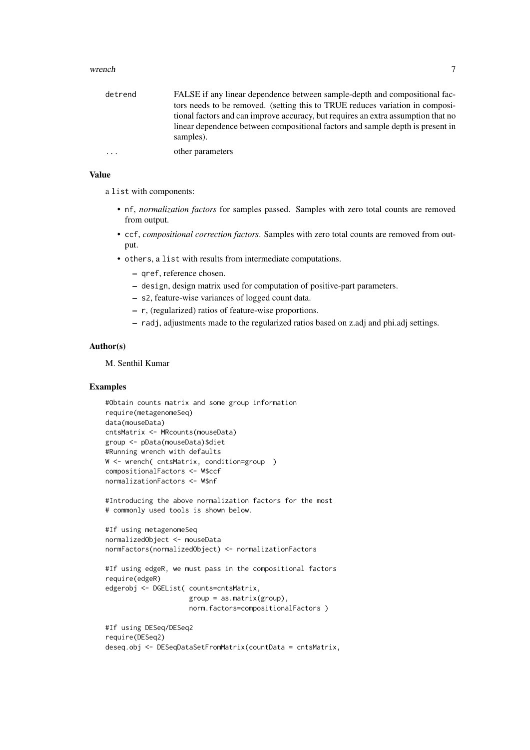| | |
|---|---|
| detrend | FALSE if any linear dependence between sample-depth and compositional factors needs to be removed. (setting this to TRUE reduces variation in compositional factors and can improve accuracy, but requires an extra assumption that no linear dependence between compositional factors and sample depth is present in samples). |
| ... | other parameters |

## Value

a list with components:

- nf, *normalization factors* for samples passed. Samples with zero total counts are removed from output.
- ccf, *compositional correction factors*. Samples with zero total counts are removed from output.
- others, a list with results from intermediate computations.
  - qref, reference chosen.
  - design, design matrix used for computation of positive-part parameters.
  - s2, feature-wise variances of logged count data.
  - r, (regularized) ratios of feature-wise proportions.
  - radj, adjustments made to the regularized ratios based on z.adj and phi.adj settings.

## Author(s)

M. Senthil Kumar

## Examples

```
#Obtain counts matrix and some group information
require(metagenomeSeq)
data(mouseData)
cntsMatrix <- MRcounts(mouseData)
group <- pData(mouseData)$diet
#Running wrench with defaults
W <- wrench( cntsMatrix, condition=group  )
compositionalFactors <- W$ccf
normalizationFactors <- W$nf

#Introducing the above normalization factors for the most
# commonly used tools is shown below.

#If using metagenomeSeq
normalizedObject <- mouseData
normFactors(normalizedObject) <- normalizationFactors

#If using edgeR, we must pass in the compositional factors
require(edgeR)
edgerobj <- DGEList( counts=cntsMatrix,
                     group = as.matrix(group),
                     norm.factors=compositionalFactors )

#If using DESeq/DESeq2
require(DESeq2)
deseq.obj <- DESeqDataSetFromMatrix(countData = cntsMatrix,
```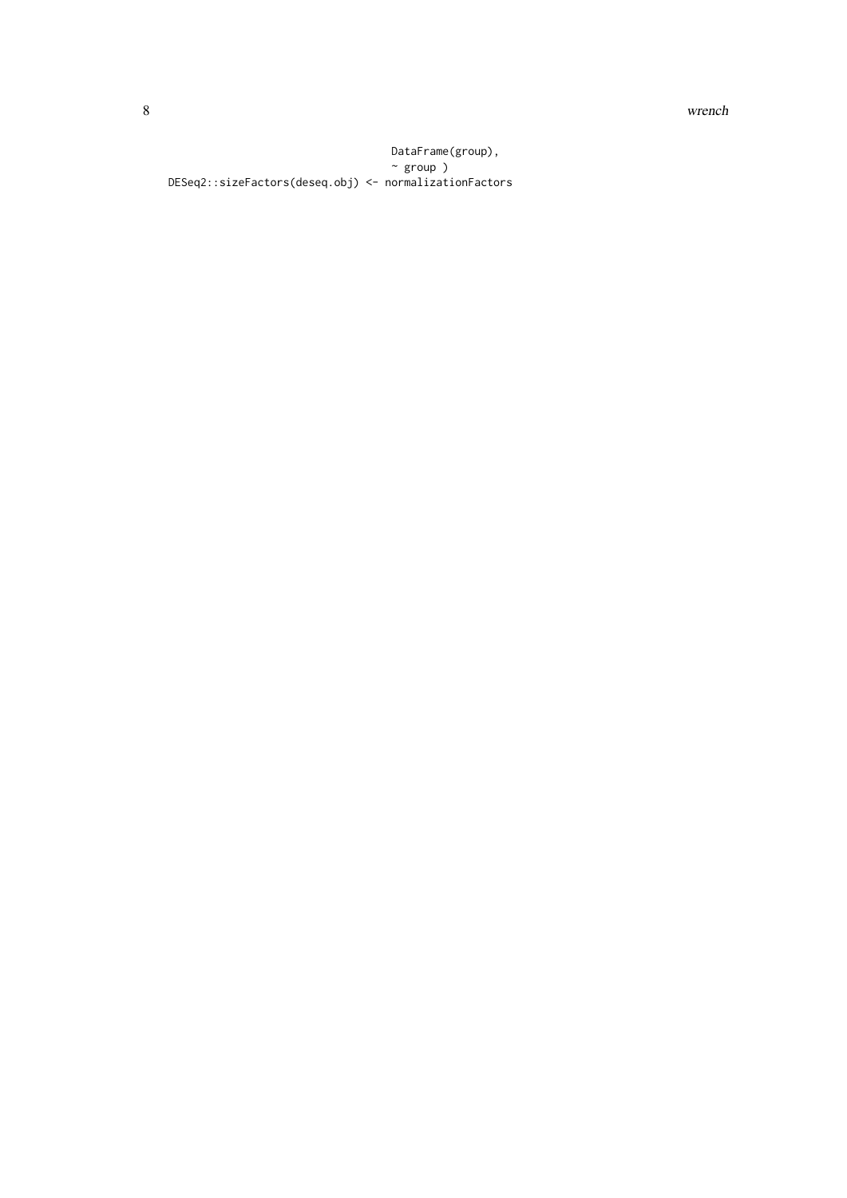```
                                    DataFrame(group),
                                    ~ group )
DESeq2::sizeFactors(deseq.obj) <- normalizationFactors
```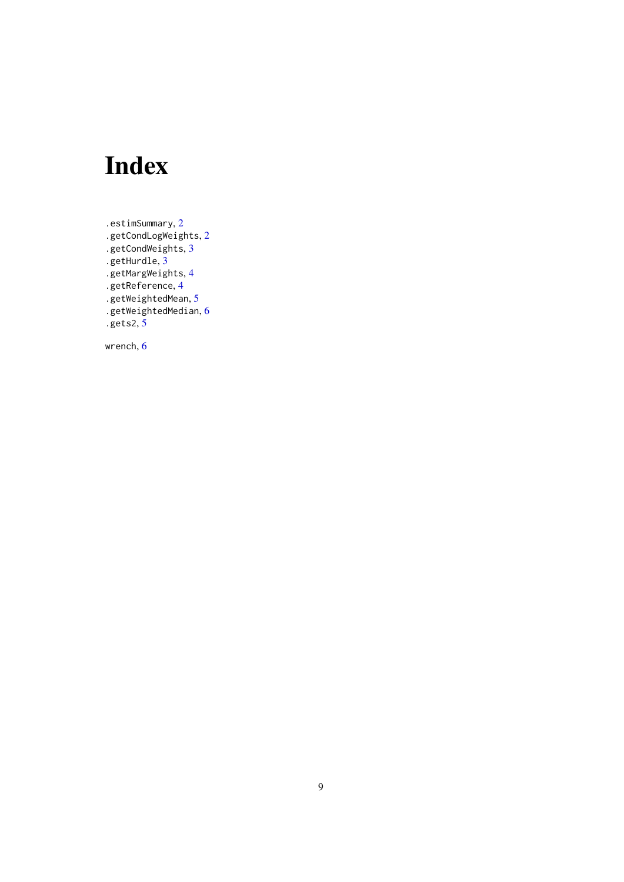# Index

.estimSummary, 2
.getCondLogWeights, 2
.getCondWeights, 3
.getHurdle, 3
.getMargWeights, 4
.getReference, 4
.getWeightedMean, 5
.getWeightedMedian, 6
.gets2, 5

wrench, 6